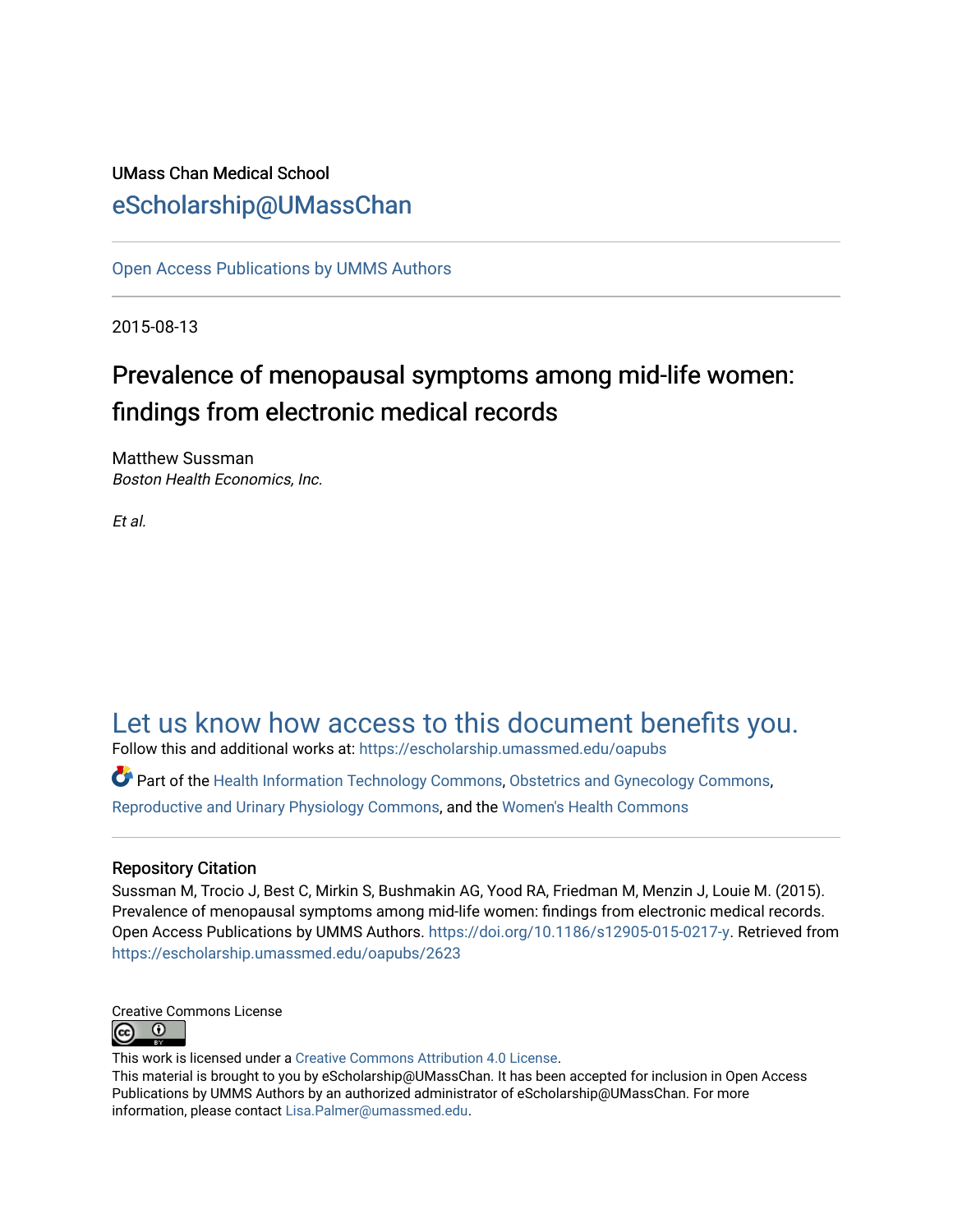UMass Chan Medical School

eScholarship@UMassChan

Open Access Publications by UMMS Authors

2015-08-13

# Prevalence of menopausal symptoms among mid-life women: findings from electronic medical records

Matthew Sussman
*Boston Health Economics, Inc.*

*Et al.*

Let us know how access to this document benefits you.

Follow this and additional works at: https://escholarship.umassmed.edu/oapubs

Part of the Health Information Technology Commons, Obstetrics and Gynecology Commons, Reproductive and Urinary Physiology Commons, and the Women's Health Commons

## Repository Citation

Sussman M, Trocio J, Best C, Mirkin S, Bushmakin AG, Yood RA, Friedman M, Menzin J, Louie M. (2015). Prevalence of menopausal symptoms among mid-life women: findings from electronic medical records. Open Access Publications by UMMS Authors. https://doi.org/10.1186/s12905-015-0217-y. Retrieved from https://escholarship.umassmed.edu/oapubs/2623

Creative Commons License

This work is licensed under a Creative Commons Attribution 4.0 License.
This material is brought to you by eScholarship@UMassChan. It has been accepted for inclusion in Open Access Publications by UMMS Authors by an authorized administrator of eScholarship@UMassChan. For more information, please contact Lisa.Palmer@umassmed.edu.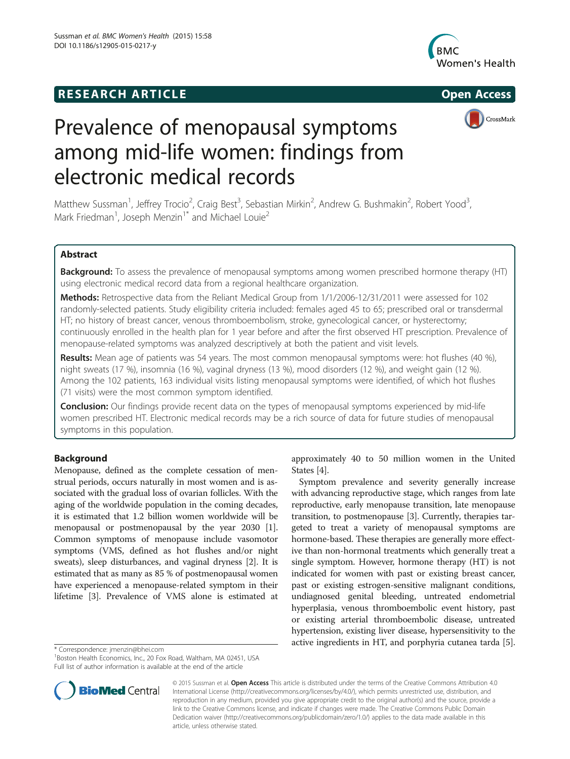# RESEARCH ARTICLE

**Open Access**

# Prevalence of menopausal symptoms among mid-life women: findings from electronic medical records

Matthew Sussman[1], Jeffrey Trocio[2], Craig Best[3], Sebastian Mirkin[2], Andrew G. Bushmakin[2], Robert Yood[3], Mark Friedman[1], Joseph Menzin[1*] and Michael Louie[2]

## Abstract

**Background:** To assess the prevalence of menopausal symptoms among women prescribed hormone therapy (HT) using electronic medical record data from a regional healthcare organization.

**Methods:** Retrospective data from the Reliant Medical Group from 1/1/2006-12/31/2011 were assessed for 102 randomly-selected patients. Study eligibility criteria included: females aged 45 to 65; prescribed oral or transdermal HT; no history of breast cancer, venous thromboembolism, stroke, gynecological cancer, or hysterectomy; continuously enrolled in the health plan for 1 year before and after the first observed HT prescription. Prevalence of menopause-related symptoms was analyzed descriptively at both the patient and visit levels.

**Results:** Mean age of patients was 54 years. The most common menopausal symptoms were: hot flushes (40 %), night sweats (17 %), insomnia (16 %), vaginal dryness (13 %), mood disorders (12 %), and weight gain (12 %). Among the 102 patients, 163 individual visits listing menopausal symptoms were identified, of which hot flushes (71 visits) were the most common symptom identified.

**Conclusion:** Our findings provide recent data on the types of menopausal symptoms experienced by mid-life women prescribed HT. Electronic medical records may be a rich source of data for future studies of menopausal symptoms in this population.

## Background

Menopause, defined as the complete cessation of menstrual periods, occurs naturally in most women and is associated with the gradual loss of ovarian follicles. With the aging of the worldwide population in the coming decades, it is estimated that 1.2 billion women worldwide will be menopausal or postmenopausal by the year 2030 [1]. Common symptoms of menopause include vasomotor symptoms (VMS, defined as hot flushes and/or night sweats), sleep disturbances, and vaginal dryness [2]. It is estimated that as many as 85 % of postmenopausal women have experienced a menopause-related symptom in their lifetime [3]. Prevalence of VMS alone is estimated at approximately 40 to 50 million women in the United States [4].

Symptom prevalence and severity generally increase with advancing reproductive stage, which ranges from late reproductive, early menopause transition, late menopause transition, to postmenopause [3]. Currently, therapies targeted to treat a variety of menopausal symptoms are hormone-based. These therapies are generally more effective than non-hormonal treatments which generally treat a single symptom. However, hormone therapy (HT) is not indicated for women with past or existing breast cancer, past or existing estrogen-sensitive malignant conditions, undiagnosed genital bleeding, untreated endometrial hyperplasia, venous thromboembolic event history, past or existing arterial thromboembolic disease, untreated hypertension, existing liver disease, hypersensitivity to the active ingredients in HT, and porphyria cutanea tarda [5].

* Correspondence: jmenzin@bhei.com
[1]Boston Health Economics, Inc., 20 Fox Road, Waltham, MA 02451, USA
Full list of author information is available at the end of the article

© 2015 Sussman et al. **Open Access** This article is distributed under the terms of the Creative Commons Attribution 4.0 International License (http://creativecommons.org/licenses/by/4.0/), which permits unrestricted use, distribution, and reproduction in any medium, provided you give appropriate credit to the original author(s) and the source, provide a link to the Creative Commons license, and indicate if changes were made. The Creative Commons Public Domain Dedication waiver (http://creativecommons.org/publicdomain/zero/1.0/) applies to the data made available in this article, unless otherwise stated.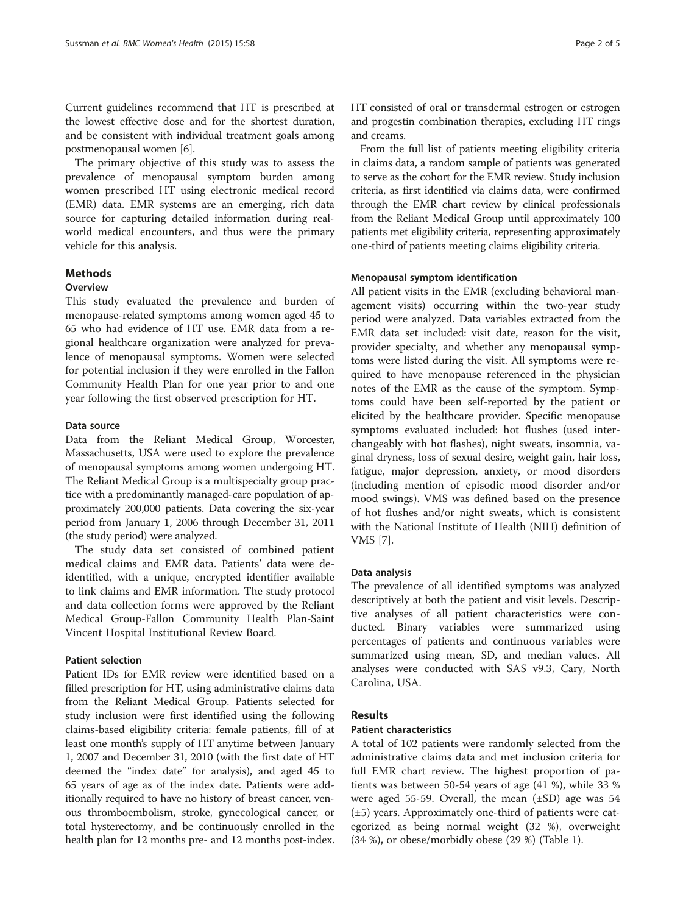Current guidelines recommend that HT is prescribed at the lowest effective dose and for the shortest duration, and be consistent with individual treatment goals among postmenopausal women [6].

The primary objective of this study was to assess the prevalence of menopausal symptom burden among women prescribed HT using electronic medical record (EMR) data. EMR systems are an emerging, rich data source for capturing detailed information during real-world medical encounters, and thus were the primary vehicle for this analysis.

## Methods

### Overview

This study evaluated the prevalence and burden of menopause-related symptoms among women aged 45 to 65 who had evidence of HT use. EMR data from a regional healthcare organization were analyzed for prevalence of menopausal symptoms. Women were selected for potential inclusion if they were enrolled in the Fallon Community Health Plan for one year prior to and one year following the first observed prescription for HT.

#### Data source

Data from the Reliant Medical Group, Worcester, Massachusetts, USA were used to explore the prevalence of menopausal symptoms among women undergoing HT. The Reliant Medical Group is a multispecialty group practice with a predominantly managed-care population of approximately 200,000 patients. Data covering the six-year period from January 1, 2006 through December 31, 2011 (the study period) were analyzed.

The study data set consisted of combined patient medical claims and EMR data. Patients' data were de-identified, with a unique, encrypted identifier available to link claims and EMR information. The study protocol and data collection forms were approved by the Reliant Medical Group-Fallon Community Health Plan-Saint Vincent Hospital Institutional Review Board.

#### Patient selection

Patient IDs for EMR review were identified based on a filled prescription for HT, using administrative claims data from the Reliant Medical Group. Patients selected for study inclusion were first identified using the following claims-based eligibility criteria: female patients, fill of at least one month's supply of HT anytime between January 1, 2007 and December 31, 2010 (with the first date of HT deemed the "index date" for analysis), and aged 45 to 65 years of age as of the index date. Patients were additionally required to have no history of breast cancer, venous thromboembolism, stroke, gynecological cancer, or total hysterectomy, and be continuously enrolled in the health plan for 12 months pre- and 12 months post-index. HT consisted of oral or transdermal estrogen or estrogen and progestin combination therapies, excluding HT rings and creams.

From the full list of patients meeting eligibility criteria in claims data, a random sample of patients was generated to serve as the cohort for the EMR review. Study inclusion criteria, as first identified via claims data, were confirmed through the EMR chart review by clinical professionals from the Reliant Medical Group until approximately 100 patients met eligibility criteria, representing approximately one-third of patients meeting claims eligibility criteria.

#### Menopausal symptom identification

All patient visits in the EMR (excluding behavioral management visits) occurring within the two-year study period were analyzed. Data variables extracted from the EMR data set included: visit date, reason for the visit, provider specialty, and whether any menopausal symptoms were listed during the visit. All symptoms were required to have menopause referenced in the physician notes of the EMR as the cause of the symptom. Symptoms could have been self-reported by the patient or elicited by the healthcare provider. Specific menopause symptoms evaluated included: hot flushes (used interchangeably with hot flashes), night sweats, insomnia, vaginal dryness, loss of sexual desire, weight gain, hair loss, fatigue, major depression, anxiety, or mood disorders (including mention of episodic mood disorder and/or mood swings). VMS was defined based on the presence of hot flushes and/or night sweats, which is consistent with the National Institute of Health (NIH) definition of VMS [7].

#### Data analysis

The prevalence of all identified symptoms was analyzed descriptively at both the patient and visit levels. Descriptive analyses of all patient characteristics were conducted. Binary variables were summarized using percentages of patients and continuous variables were summarized using mean, SD, and median values. All analyses were conducted with SAS v9.3, Cary, North Carolina, USA.

## Results

### Patient characteristics

A total of 102 patients were randomly selected from the administrative claims data and met inclusion criteria for full EMR chart review. The highest proportion of patients was between 50-54 years of age (41 %), while 33 % were aged 55-59. Overall, the mean (±SD) age was 54 (±5) years. Approximately one-third of patients were categorized as being normal weight (32 %), overweight (34 %), or obese/morbidly obese (29 %) (Table 1).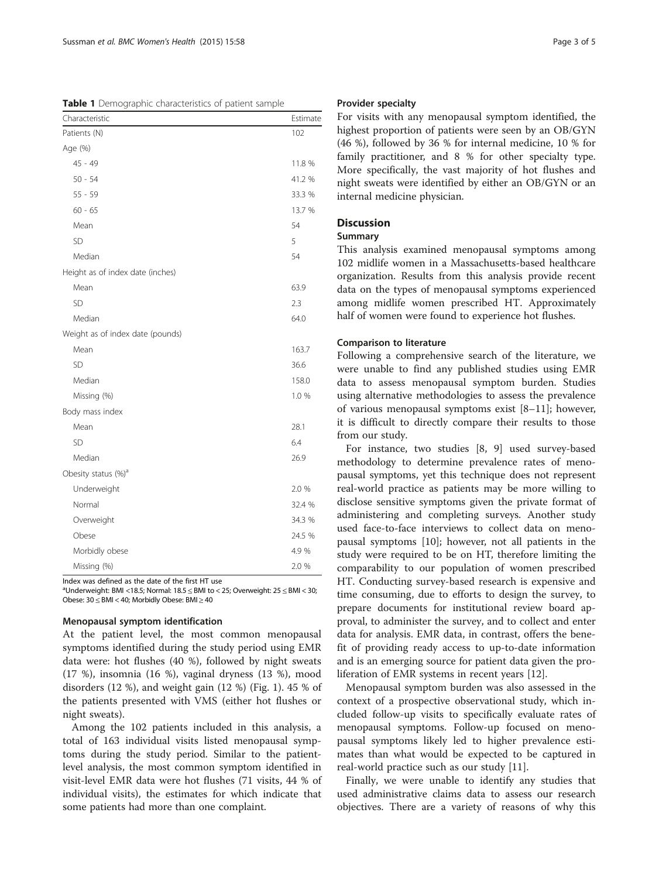**Table 1** Demographic characteristics of patient sample

| Characteristic | Estimate |
| --- | --- |
| Patients (N) | 102 |
| Age (%) | |
| 45 - 49 | 11.8 % |
| 50 - 54 | 41.2 % |
| 55 - 59 | 33.3 % |
| 60 - 65 | 13.7 % |
| Mean | 54 |
| SD | 5 |
| Median | 54 |
| Height as of index date (inches) | |
| Mean | 63.9 |
| SD | 2.3 |
| Median | 64.0 |
| Weight as of index date (pounds) | |
| Mean | 163.7 |
| SD | 36.6 |
| Median | 158.0 |
| Missing (%) | 1.0 % |
| Body mass index | |
| Mean | 28.1 |
| SD | 6.4 |
| Median | 26.9 |
| Obesity status (%)[a] | |
| Underweight | 2.0 % |
| Normal | 32.4 % |
| Overweight | 34.3 % |
| Obese | 24.5 % |
| Morbidly obese | 4.9 % |
| Missing (%) | 2.0 % |

Index was defined as the date of the first HT use

[a]Underweight: BMI <18.5; Normal: 18.5 ≤ BMI to < 25; Overweight: 25 ≤ BMI < 30; Obese: 30 ≤ BMI < 40; Morbidly Obese: BMI ≥ 40

### Menopausal symptom identification

At the patient level, the most common menopausal symptoms identified during the study period using EMR data were: hot flushes (40 %), followed by night sweats (17 %), insomnia (16 %), vaginal dryness (13 %), mood disorders (12 %), and weight gain (12 %) (Fig. 1). 45 % of the patients presented with VMS (either hot flushes or night sweats).

Among the 102 patients included in this analysis, a total of 163 individual visits listed menopausal symptoms during the study period. Similar to the patient-level analysis, the most common symptom identified in visit-level EMR data were hot flushes (71 visits, 44 % of individual visits), the estimates for which indicate that some patients had more than one complaint.

### Provider specialty

For visits with any menopausal symptom identified, the highest proportion of patients were seen by an OB/GYN (46 %), followed by 36 % for internal medicine, 10 % for family practitioner, and 8 % for other specialty type. More specifically, the vast majority of hot flushes and night sweats were identified by either an OB/GYN or an internal medicine physician.

## Discussion

### Summary

This analysis examined menopausal symptoms among 102 midlife women in a Massachusetts-based healthcare organization. Results from this analysis provide recent data on the types of menopausal symptoms experienced among midlife women prescribed HT. Approximately half of women were found to experience hot flushes.

### Comparison to literature

Following a comprehensive search of the literature, we were unable to find any published studies using EMR data to assess menopausal symptom burden. Studies using alternative methodologies to assess the prevalence of various menopausal symptoms exist [8–11]; however, it is difficult to directly compare their results to those from our study.

For instance, two studies [8, 9] used survey-based methodology to determine prevalence rates of menopausal symptoms, yet this technique does not represent real-world practice as patients may be more willing to disclose sensitive symptoms given the private format of administering and completing surveys. Another study used face-to-face interviews to collect data on menopausal symptoms [10]; however, not all patients in the study were required to be on HT, therefore limiting the comparability to our population of women prescribed HT. Conducting survey-based research is expensive and time consuming, due to efforts to design the survey, to prepare documents for institutional review board approval, to administer the survey, and to collect and enter data for analysis. EMR data, in contrast, offers the benefit of providing ready access to up-to-date information and is an emerging source for patient data given the proliferation of EMR systems in recent years [12].

Menopausal symptom burden was also assessed in the context of a prospective observational study, which included follow-up visits to specifically evaluate rates of menopausal symptoms. Follow-up focused on menopausal symptoms likely led to higher prevalence estimates than what would be expected to be captured in real-world practice such as our study [11].

Finally, we were unable to identify any studies that used administrative claims data to assess our research objectives. There are a variety of reasons of why this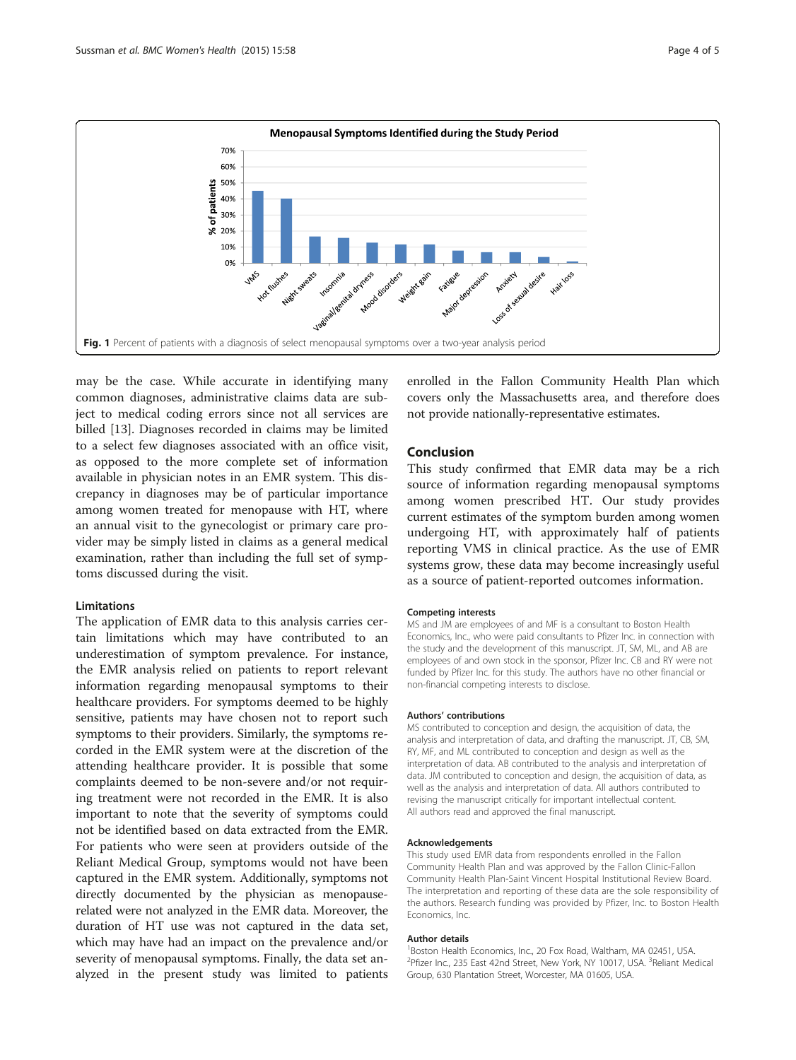Fig. 1 Percent of patients with a diagnosis of select menopausal symptoms over a two-year analysis period

may be the case. While accurate in identifying many common diagnoses, administrative claims data are subject to medical coding errors since not all services are billed [13]. Diagnoses recorded in claims may be limited to a select few diagnoses associated with an office visit, as opposed to the more complete set of information available in physician notes in an EMR system. This discrepancy in diagnoses may be of particular importance among women treated for menopause with HT, where an annual visit to the gynecologist or primary care provider may be simply listed in claims as a general medical examination, rather than including the full set of symptoms discussed during the visit.

### Limitations

The application of EMR data to this analysis carries certain limitations which may have contributed to an underestimation of symptom prevalence. For instance, the EMR analysis relied on patients to report relevant information regarding menopausal symptoms to their healthcare providers. For symptoms deemed to be highly sensitive, patients may have chosen not to report such symptoms to their providers. Similarly, the symptoms recorded in the EMR system were at the discretion of the attending healthcare provider. It is possible that some complaints deemed to be non-severe and/or not requiring treatment were not recorded in the EMR. It is also important to note that the severity of symptoms could not be identified based on data extracted from the EMR. For patients who were seen at providers outside of the Reliant Medical Group, symptoms would not have been captured in the EMR system. Additionally, symptoms not directly documented by the physician as menopause-related were not analyzed in the EMR data. Moreover, the duration of HT use was not captured in the data set, which may have had an impact on the prevalence and/or severity of menopausal symptoms. Finally, the data set analyzed in the present study was limited to patients enrolled in the Fallon Community Health Plan which covers only the Massachusetts area, and therefore does not provide nationally-representative estimates.

## Conclusion

This study confirmed that EMR data may be a rich source of information regarding menopausal symptoms among women prescribed HT. Our study provides current estimates of the symptom burden among women undergoing HT, with approximately half of patients reporting VMS in clinical practice. As the use of EMR systems grow, these data may become increasingly useful as a source of patient-reported outcomes information.

#### Competing interests

MS and JM are employees of and MF is a consultant to Boston Health Economics, Inc., who were paid consultants to Pfizer Inc. in connection with the study and the development of this manuscript. JT, SM, ML, and AB are employees of and own stock in the sponsor, Pfizer Inc. CB and RY were not funded by Pfizer Inc. for this study. The authors have no other financial or non-financial competing interests to disclose.

#### Authors' contributions

MS contributed to conception and design, the acquisition of data, the analysis and interpretation of data, and drafting the manuscript. JT, CB, SM, RY, MF, and ML contributed to conception and design as well as the interpretation of data. AB contributed to the analysis and interpretation of data. JM contributed to conception and design, the acquisition of data, as well as the analysis and interpretation of data. All authors contributed to revising the manuscript critically for important intellectual content. All authors read and approved the final manuscript.

#### Acknowledgements

This study used EMR data from respondents enrolled in the Fallon Community Health Plan and was approved by the Fallon Clinic-Fallon Community Health Plan-Saint Vincent Hospital Institutional Review Board. The interpretation and reporting of these data are the sole responsibility of the authors. Research funding was provided by Pfizer, Inc. to Boston Health Economics, Inc.

#### Author details

[1]Boston Health Economics, Inc., 20 Fox Road, Waltham, MA 02451, USA. [2]Pfizer Inc., 235 East 42nd Street, New York, NY 10017, USA. [3]Reliant Medical Group, 630 Plantation Street, Worcester, MA 01605, USA.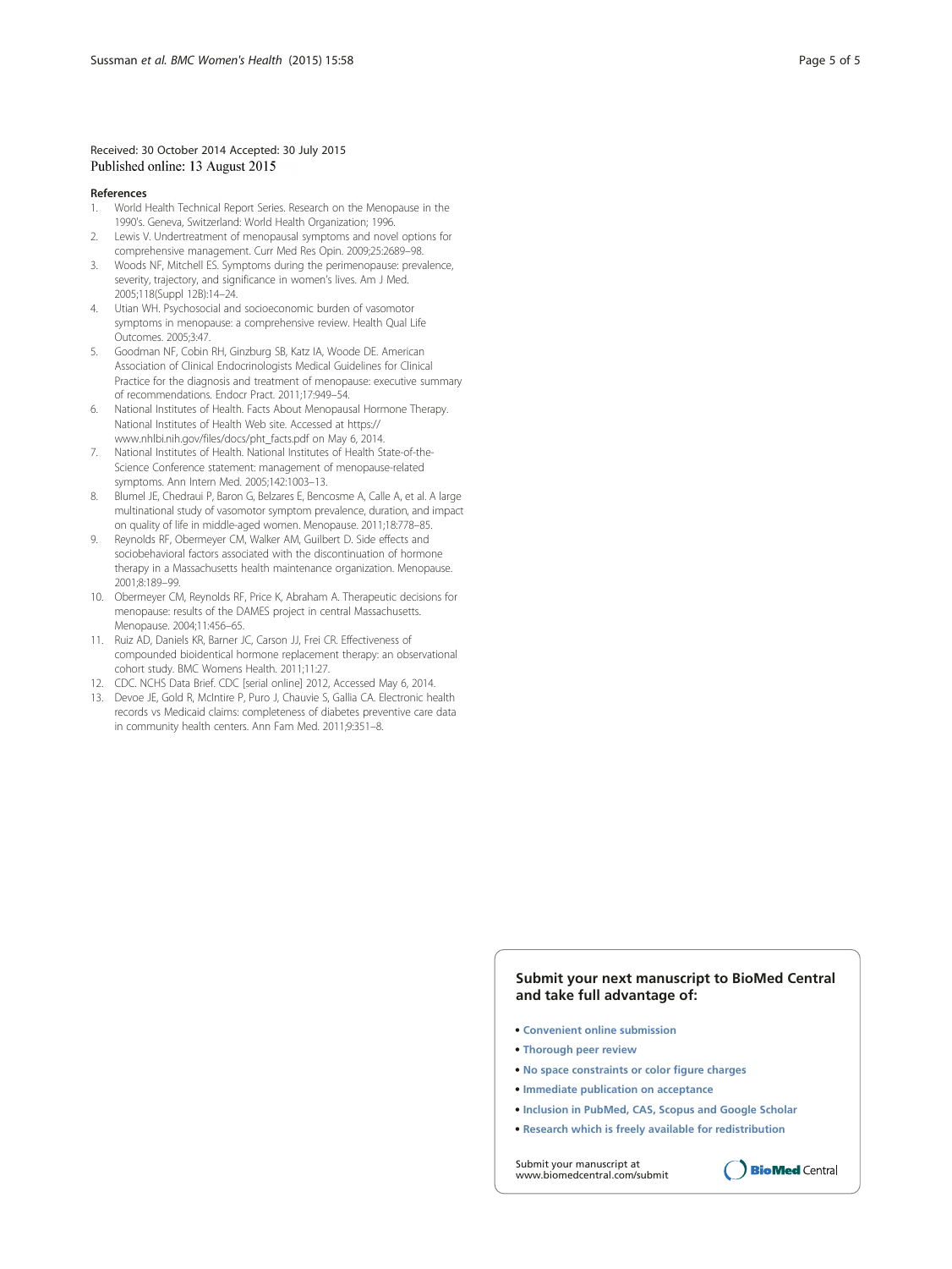Received: 30 October 2014 Accepted: 30 July 2015
Published online: 13 August 2015

## References

1. World Health Technical Report Series. Research on the Menopause in the 1990's. Geneva, Switzerland: World Health Organization; 1996.
2. Lewis V. Undertreatment of menopausal symptoms and novel options for comprehensive management. Curr Med Res Opin. 2009;25:2689–98.
3. Woods NF, Mitchell ES. Symptoms during the perimenopause: prevalence, severity, trajectory, and significance in women's lives. Am J Med. 2005;118(Suppl 12B):14–24.
4. Utian WH. Psychosocial and socioeconomic burden of vasomotor symptoms in menopause: a comprehensive review. Health Qual Life Outcomes. 2005;3:47.
5. Goodman NF, Cobin RH, Ginzburg SB, Katz IA, Woode DE. American Association of Clinical Endocrinologists Medical Guidelines for Clinical Practice for the diagnosis and treatment of menopause: executive summary of recommendations. Endocr Pract. 2011;17:949–54.
6. National Institutes of Health. Facts About Menopausal Hormone Therapy. National Institutes of Health Web site. Accessed at https://www.nhlbi.nih.gov/files/docs/pht_facts.pdf on May 6, 2014.
7. National Institutes of Health. National Institutes of Health State-of-the-Science Conference statement: management of menopause-related symptoms. Ann Intern Med. 2005;142:1003–13.
8. Blumel JE, Chedraui P, Baron G, Belzares E, Bencosme A, Calle A, et al. A large multinational study of vasomotor symptom prevalence, duration, and impact on quality of life in middle-aged women. Menopause. 2011;18:778–85.
9. Reynolds RF, Obermeyer CM, Walker AM, Guilbert D. Side effects and sociobehavioral factors associated with the discontinuation of hormone therapy in a Massachusetts health maintenance organization. Menopause. 2001;8:189–99.
10. Obermeyer CM, Reynolds RF, Price K, Abraham A. Therapeutic decisions for menopause: results of the DAMES project in central Massachusetts. Menopause. 2004;11:456–65.
11. Ruiz AD, Daniels KR, Barner JC, Carson JJ, Frei CR. Effectiveness of compounded bioidentical hormone replacement therapy: an observational cohort study. BMC Womens Health. 2011;11:27.
12. CDC. NCHS Data Brief. CDC [serial online] 2012, Accessed May 6, 2014.
13. Devoe JE, Gold R, McIntire P, Puro J, Chauvie S, Gallia CA. Electronic health records vs Medicaid claims: completeness of diabetes preventive care data in community health centers. Ann Fam Med. 2011;9:351–8.

**Submit your next manuscript to BioMed Central and take full advantage of:**

- **Convenient online submission**
- **Thorough peer review**
- **No space constraints or color figure charges**
- **Immediate publication on acceptance**
- **Inclusion in PubMed, CAS, Scopus and Google Scholar**
- **Research which is freely available for redistribution**

Submit your manuscript at
www.biomedcentral.com/submit

BioMed Central